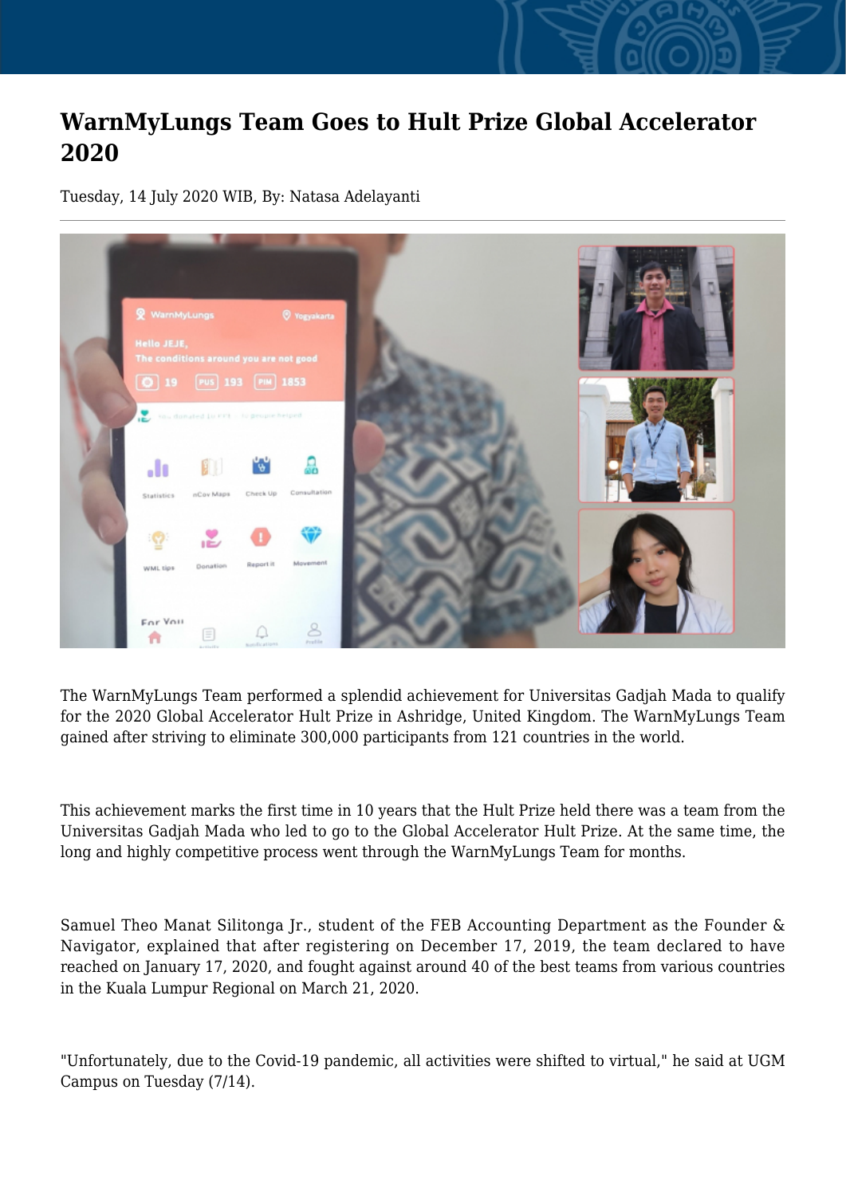# WarnMyLungs Team Goes to Hult Prize Global Accelerator 2020

Tuesday, 14 July 2020 WIB, By: Natasa Adelayanti

The WarnMyLungs Team performed a splendid achievement for Universitas Gadjah Mada to qualify for the 2020 Global Accelerator Hult Prize in Ashridge, United Kingdom. The WarnMyLungs Team gained after striving to eliminate 300,000 participants from 121 countries in the world.

This achievement marks the first time in 10 years that the Hult Prize held there was a team from the Universitas Gadjah Mada who led to go to the Global Accelerator Hult Prize. At the same time, the long and highly competitive process went through the WarnMyLungs Team for months.

Samuel Theo Manat Silitonga Jr., student of the FEB Accounting Department as the Founder & Navigator, explained that after registering on December 17, 2019, the team declared to have reached on January 17, 2020, and fought against around 40 of the best teams from various countries in the Kuala Lumpur Regional on March 21, 2020.

"Unfortunately, due to the Covid-19 pandemic, all activities were shifted to virtual," he said at UGM Campus on Tuesday (7/14).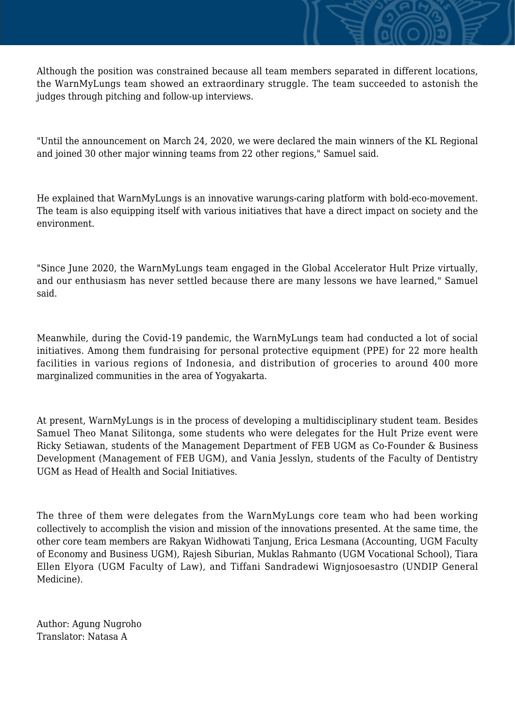Although the position was constrained because all team members separated in different locations, the WarnMyLungs team showed an extraordinary struggle. The team succeeded to astonish the judges through pitching and follow-up interviews.

"Until the announcement on March 24, 2020, we were declared the main winners of the KL Regional and joined 30 other major winning teams from 22 other regions," Samuel said.

He explained that WarnMyLungs is an innovative warungs-caring platform with bold-eco-movement. The team is also equipping itself with various initiatives that have a direct impact on society and the environment.

"Since June 2020, the WarnMyLungs team engaged in the Global Accelerator Hult Prize virtually, and our enthusiasm has never settled because there are many lessons we have learned," Samuel said.

Meanwhile, during the Covid-19 pandemic, the WarnMyLungs team had conducted a lot of social initiatives. Among them fundraising for personal protective equipment (PPE) for 22 more health facilities in various regions of Indonesia, and distribution of groceries to around 400 more marginalized communities in the area of Yogyakarta.

At present, WarnMyLungs is in the process of developing a multidisciplinary student team. Besides Samuel Theo Manat Silitonga, some students who were delegates for the Hult Prize event were Ricky Setiawan, students of the Management Department of FEB UGM as Co-Founder & Business Development (Management of FEB UGM), and Vania Jesslyn, students of the Faculty of Dentistry UGM as Head of Health and Social Initiatives.

The three of them were delegates from the WarnMyLungs core team who had been working collectively to accomplish the vision and mission of the innovations presented. At the same time, the other core team members are Rakyan Widhowati Tanjung, Erica Lesmana (Accounting, UGM Faculty of Economy and Business UGM), Rajesh Siburian, Muklas Rahmanto (UGM Vocational School), Tiara Ellen Elyora (UGM Faculty of Law), and Tiffani Sandradewi Wignjosoesastro (UNDIP General Medicine).

Author: Agung Nugroho
Translator: Natasa A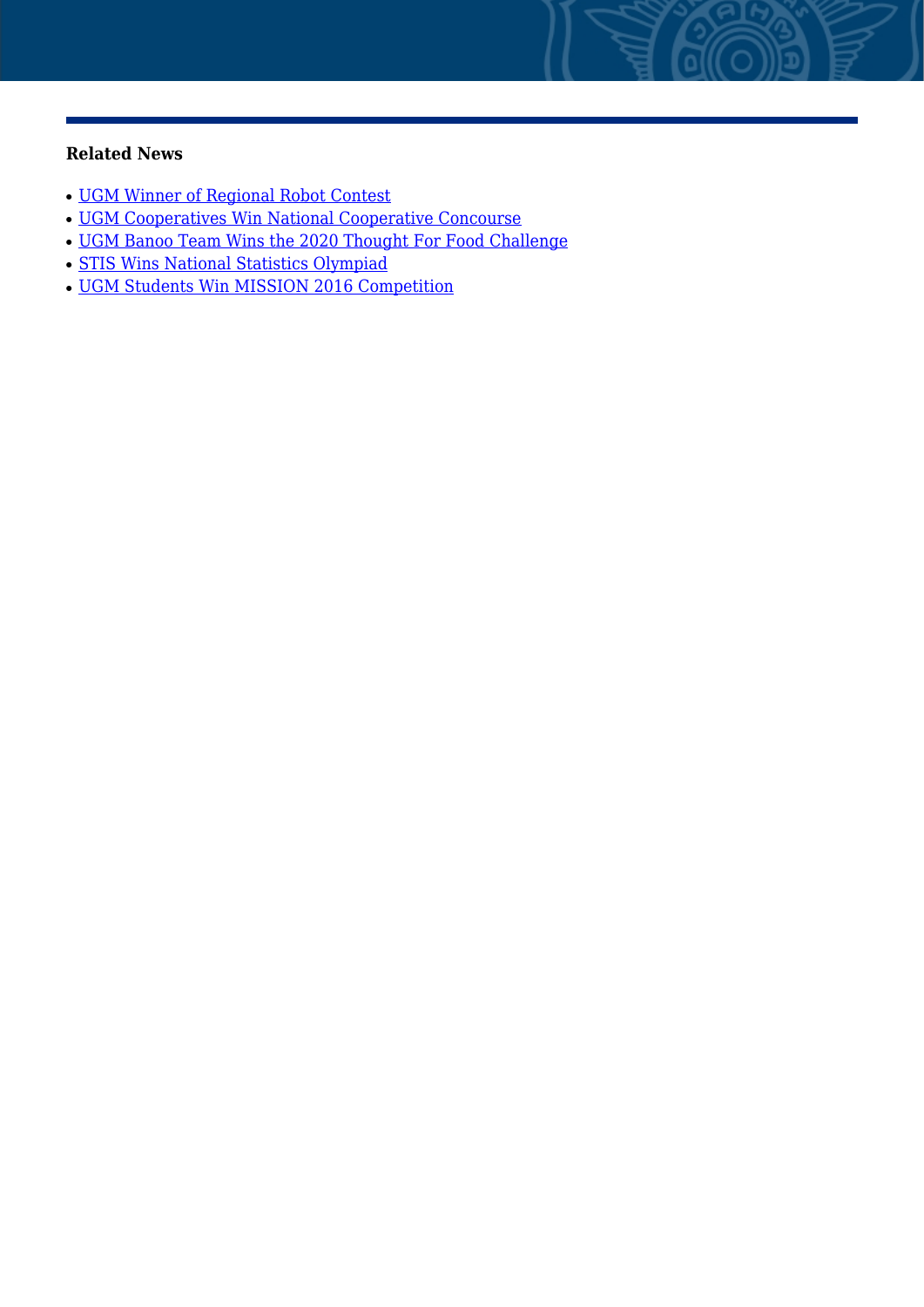### Related News

- UGM Winner of Regional Robot Contest
- UGM Cooperatives Win National Cooperative Concourse
- UGM Banoo Team Wins the 2020 Thought For Food Challenge
- STIS Wins National Statistics Olympiad
- UGM Students Win MISSION 2016 Competition